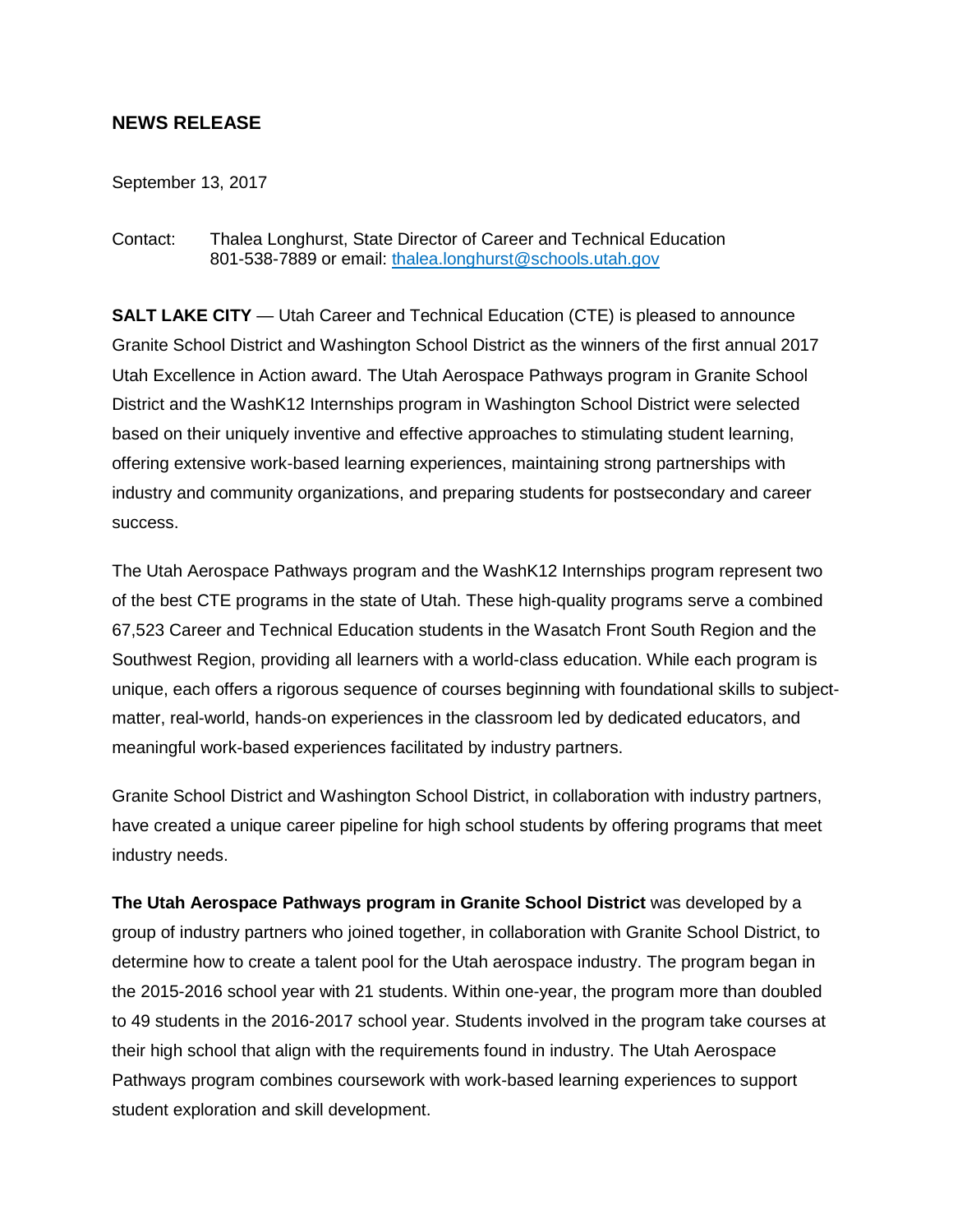## NEWS RELEASE

September 13, 2017

Contact: Thalea Longhurst, State Director of Career and Technical Education
801-538-7889 or email: [thalea.longhurst@schools.utah.gov](mailto:thalea.longhurst@schools.utah.gov)

**SALT LAKE CITY** — Utah Career and Technical Education (CTE) is pleased to announce Granite School District and Washington School District as the winners of the first annual 2017 Utah Excellence in Action award. The Utah Aerospace Pathways program in Granite School District and the WashK12 Internships program in Washington School District were selected based on their uniquely inventive and effective approaches to stimulating student learning, offering extensive work-based learning experiences, maintaining strong partnerships with industry and community organizations, and preparing students for postsecondary and career success.

The Utah Aerospace Pathways program and the WashK12 Internships program represent two of the best CTE programs in the state of Utah. These high-quality programs serve a combined 67,523 Career and Technical Education students in the Wasatch Front South Region and the Southwest Region, providing all learners with a world-class education. While each program is unique, each offers a rigorous sequence of courses beginning with foundational skills to subject-matter, real-world, hands-on experiences in the classroom led by dedicated educators, and meaningful work-based experiences facilitated by industry partners.

Granite School District and Washington School District, in collaboration with industry partners, have created a unique career pipeline for high school students by offering programs that meet industry needs.

**The Utah Aerospace Pathways program in Granite School District** was developed by a group of industry partners who joined together, in collaboration with Granite School District, to determine how to create a talent pool for the Utah aerospace industry. The program began in the 2015-2016 school year with 21 students. Within one-year, the program more than doubled to 49 students in the 2016-2017 school year. Students involved in the program take courses at their high school that align with the requirements found in industry. The Utah Aerospace Pathways program combines coursework with work-based learning experiences to support student exploration and skill development.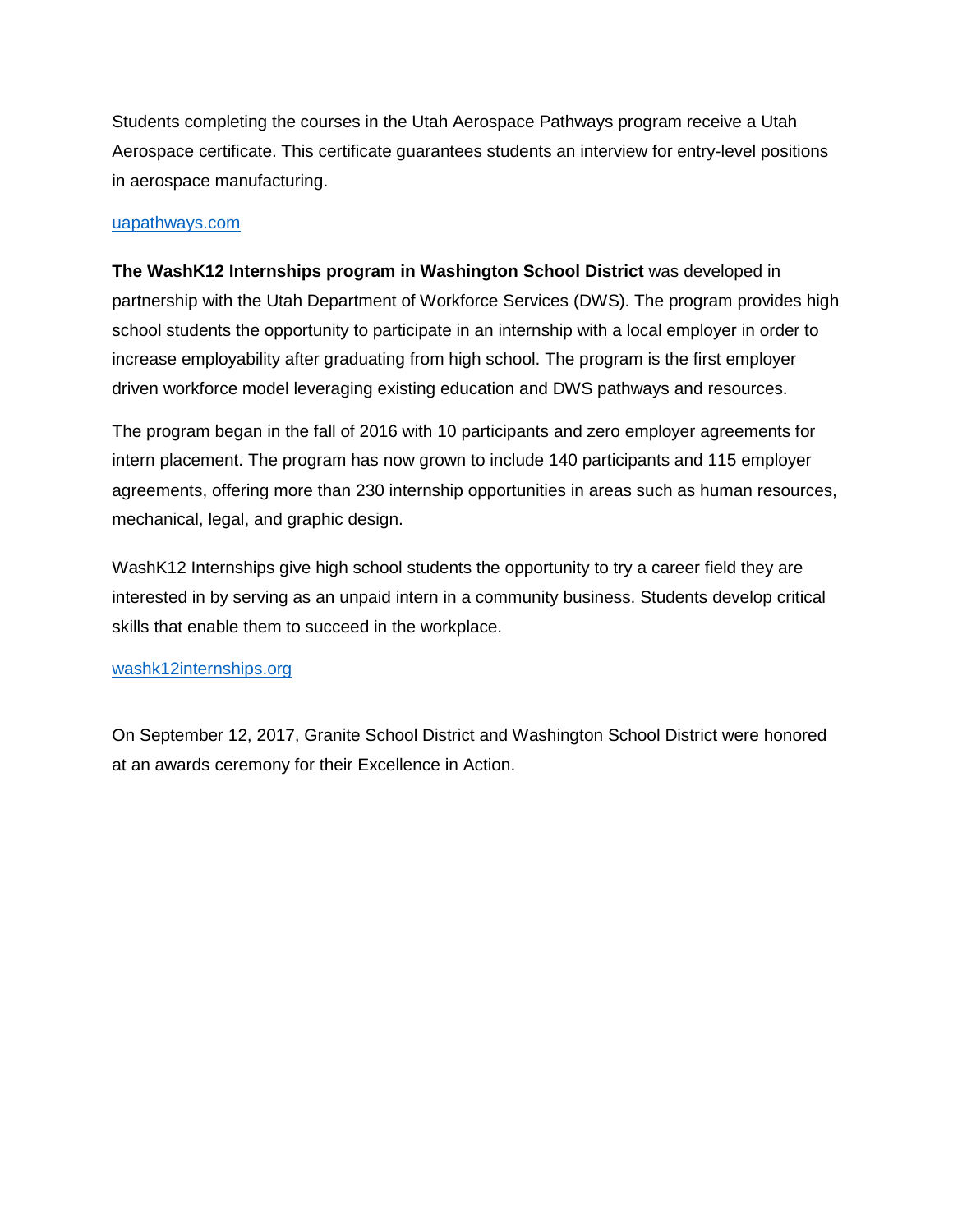Students completing the courses in the Utah Aerospace Pathways program receive a Utah Aerospace certificate. This certificate guarantees students an interview for entry-level positions in aerospace manufacturing.

[uapathways.com](uapathways.com)

**The WashK12 Internships program in Washington School District** was developed in partnership with the Utah Department of Workforce Services (DWS). The program provides high school students the opportunity to participate in an internship with a local employer in order to increase employability after graduating from high school. The program is the first employer driven workforce model leveraging existing education and DWS pathways and resources.

The program began in the fall of 2016 with 10 participants and zero employer agreements for intern placement. The program has now grown to include 140 participants and 115 employer agreements, offering more than 230 internship opportunities in areas such as human resources, mechanical, legal, and graphic design.

WashK12 Internships give high school students the opportunity to try a career field they are interested in by serving as an unpaid intern in a community business. Students develop critical skills that enable them to succeed in the workplace.

[washk12internships.org](washk12internships.org)

On September 12, 2017, Granite School District and Washington School District were honored at an awards ceremony for their Excellence in Action.